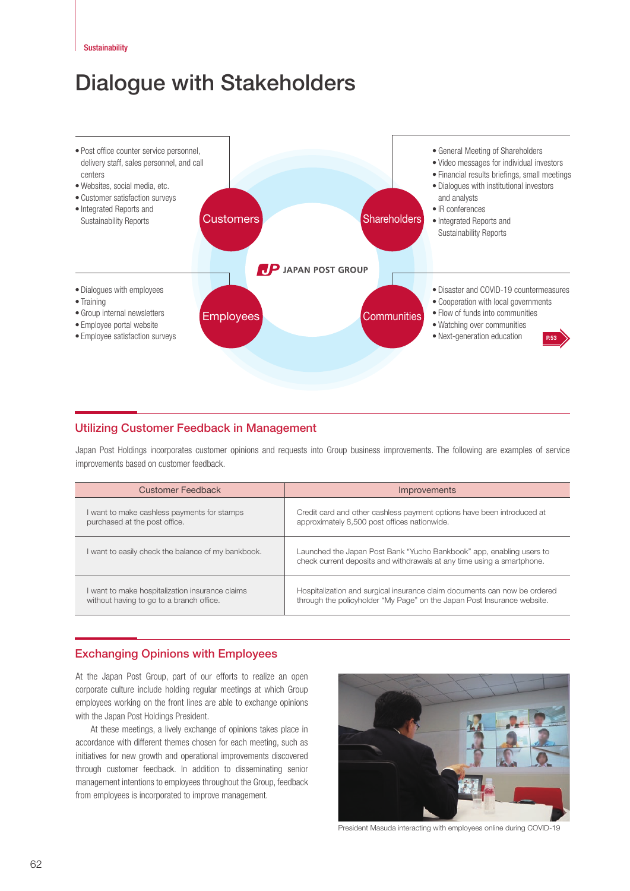Sustainability

# Dialogue with Stakeholders

**Customers**
- Post office counter service personnel, delivery staff, sales personnel, and call centers
- Websites, social media, etc.
- Customer satisfaction surveys
- Integrated Reports and Sustainability Reports

**Shareholders**
- General Meeting of Shareholders
- Video messages for individual investors
- Financial results briefings, small meetings
- Dialogues with institutional investors and analysts
- IR conferences
- Integrated Reports and Sustainability Reports

JAPAN POST GROUP

**Employees**
- Dialogues with employees
- Training
- Group internal newsletters
- Employee portal website
- Employee satisfaction surveys

**Communities**
- Disaster and COVID-19 countermeasures
- Cooperation with local governments
- Flow of funds into communities
- Watching over communities
- Next-generation education

P.53

## Utilizing Customer Feedback in Management

Japan Post Holdings incorporates customer opinions and requests into Group business improvements. The following are examples of service improvements based on customer feedback.

| Customer Feedback | Improvements |
|---|---|
| I want to make cashless payments for stamps purchased at the post office. | Credit card and other cashless payment options have been introduced at approximately 8,500 post offices nationwide. |
| I want to easily check the balance of my bankbook. | Launched the Japan Post Bank "Yucho Bankbook" app, enabling users to check current deposits and withdrawals at any time using a smartphone. |
| I want to make hospitalization insurance claims without having to go to a branch office. | Hospitalization and surgical insurance claim documents can now be ordered through the policyholder "My Page" on the Japan Post Insurance website. |

## Exchanging Opinions with Employees

At the Japan Post Group, part of our efforts to realize an open corporate culture include holding regular meetings at which Group employees working on the front lines are able to exchange opinions with the Japan Post Holdings President.

At these meetings, a lively exchange of opinions takes place in accordance with different themes chosen for each meeting, such as initiatives for new growth and operational improvements discovered through customer feedback. In addition to disseminating senior management intentions to employees throughout the Group, feedback from employees is incorporated to improve management.

President Masuda interacting with employees online during COVID-19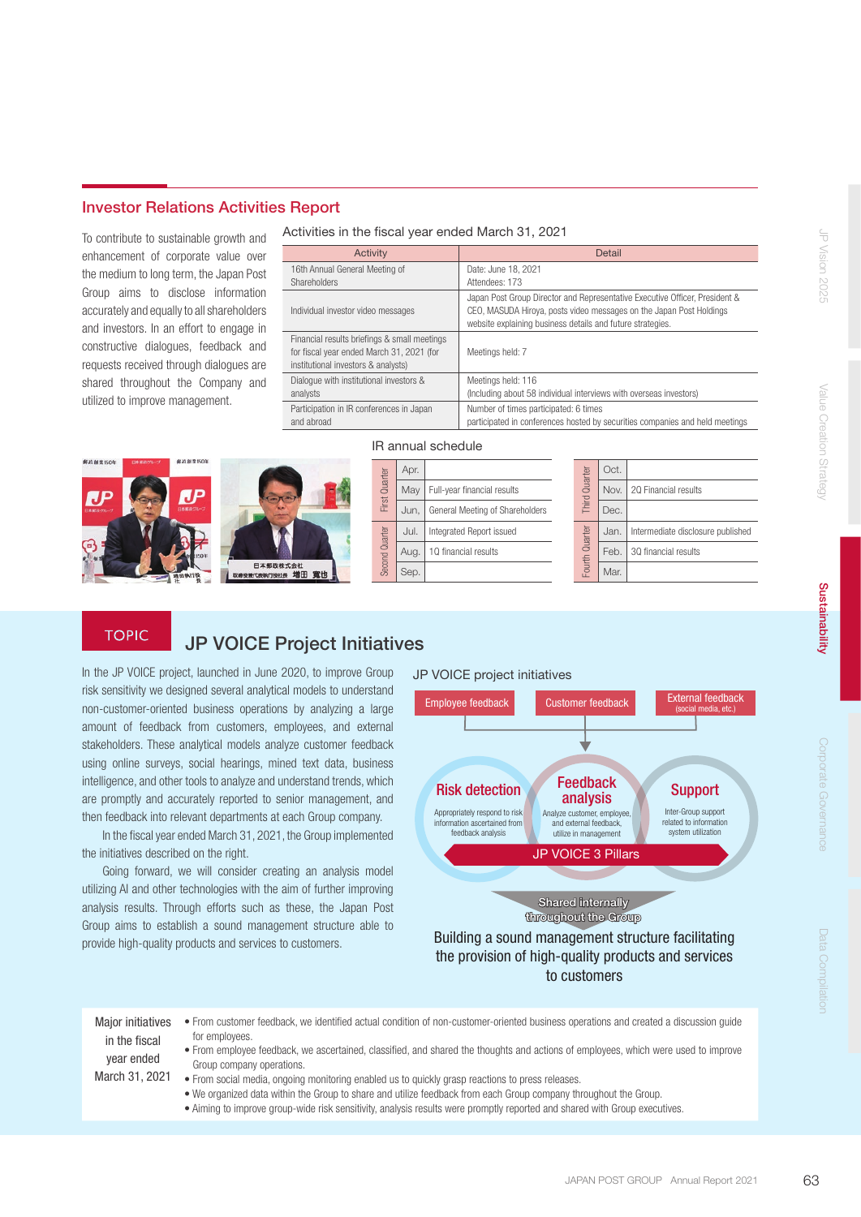## Investor Relations Activities Report

To contribute to sustainable growth and enhancement of corporate value over the medium to long term, the Japan Post Group aims to disclose information accurately and equally to all shareholders and investors. In an effort to engage in constructive dialogues, feedback and requests received through dialogues are shared throughout the Company and utilized to improve management.

### Activities in the fiscal year ended March 31, 2021

| Activity | Detail |
|---|---|
| 16th Annual General Meeting of Shareholders | Date: June 18, 2021<br>Attendees: 173 |
| Individual investor video messages | Japan Post Group Director and Representative Executive Officer, President & CEO, MASUDA Hiroya, posts video messages on the Japan Post Holdings website explaining business details and future strategies. |
| Financial results briefings & small meetings for fiscal year ended March 31, 2021 (for institutional investors & analysts) | Meetings held: 7 |
| Dialogue with institutional investors & analysts | Meetings held: 116<br>(Including about 58 individual interviews with overseas investors) |
| Participation in IR conferences in Japan and abroad | Number of times participated: 6 times<br>participated in conferences hosted by securities companies and held meetings |

### IR annual schedule

| Quarter | Month | Event |
|---|---|---|
| First Quarter | Apr. | |
| | May | Full-year financial results |
| | Jun. | General Meeting of Shareholders |
| Second Quarter | Jul. | Integrated Report issued |
| | Aug. | 1Q financial results |
| | Sep. | |
| Third Quarter | Oct. | |
| | Nov. | 2Q Financial results |
| | Dec. | |
| Fourth Quarter | Jan. | Intermediate disclosure published |
| | Feb. | 3Q financial results |
| | Mar. | |

## TOPIC JP VOICE Project Initiatives

In the JP VOICE project, launched in June 2020, to improve Group risk sensitivity we designed several analytical models to understand non-customer-oriented business operations by analyzing a large amount of feedback from customers, employees, and external stakeholders. These analytical models analyze customer feedback using online surveys, social hearings, mined text data, business intelligence, and other tools to analyze and understand trends, which are promptly and accurately reported to senior management, and then feedback into relevant departments at each Group company.

In the fiscal year ended March 31, 2021, the Group implemented the initiatives described on the right.

Going forward, we will consider creating an analysis model utilizing AI and other technologies with the aim of further improving analysis results. Through efforts such as these, the Japan Post Group aims to establish a sound management structure able to provide high-quality products and services to customers.

### JP VOICE project initiatives

Employee feedback
Customer feedback
External feedback (social media, etc.)

Risk detection
Appropriately respond to risk information ascertained from feedback analysis

Feedback analysis
Analyze customer, employee, and external feedback, utilize in management

Support
Inter-Group support related to information system utilization

JP VOICE 3 Pillars

Shared internally throughout the Group

Building a sound management structure facilitating the provision of high-quality products and services to customers

**Major initiatives in the fiscal year ended March 31, 2021**

- From customer feedback, we identified actual condition of non-customer-oriented business operations and created a discussion guide for employees.
- From employee feedback, we ascertained, classified, and shared the thoughts and actions of employees, which were used to improve Group company operations.
- From social media, ongoing monitoring enabled us to quickly grasp reactions to press releases.
- We organized data within the Group to share and utilize feedback from each Group company throughout the Group.
- Aiming to improve group-wide risk sensitivity, analysis results were promptly reported and shared with Group executives.